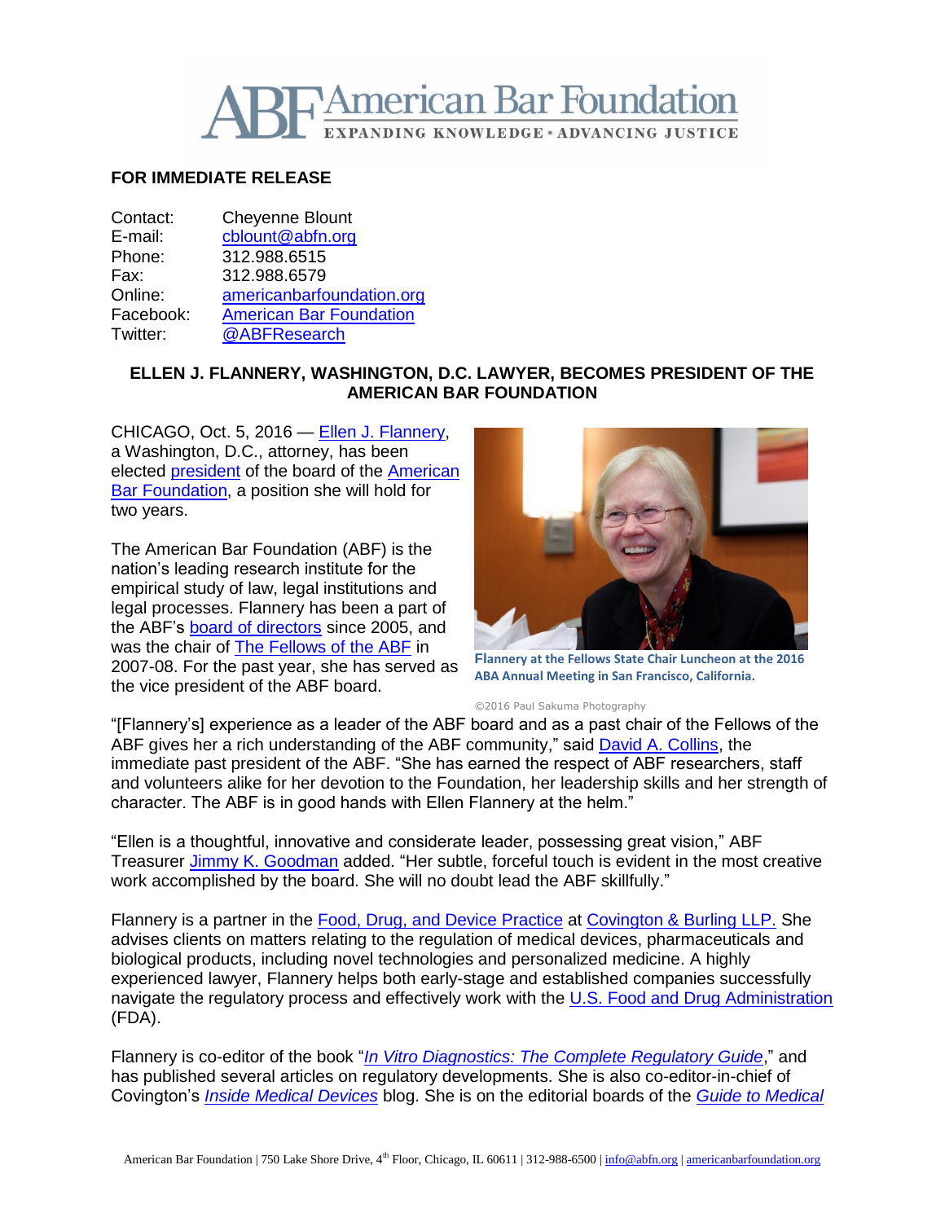American Bar Foundation
EXPANDING KNOWLEDGE • ADVANCING JUSTICE

**FOR IMMEDIATE RELEASE**

| | |
|---|---|
| Contact: | Cheyenne Blount |
| E-mail: | cblount@abfn.org |
| Phone: | 312.988.6515 |
| Fax: | 312.988.6579 |
| Online: | americanbarfoundation.org |
| Facebook: | American Bar Foundation |
| Twitter: | @ABFResearch |

## ELLEN J. FLANNERY, WASHINGTON, D.C. LAWYER, BECOMES PRESIDENT OF THE AMERICAN BAR FOUNDATION

CHICAGO, Oct. 5, 2016 — Ellen J. Flannery, a Washington, D.C., attorney, has been elected president of the board of the American Bar Foundation, a position she will hold for two years.

The American Bar Foundation (ABF) is the nation's leading research institute for the empirical study of law, legal institutions and legal processes. Flannery has been a part of the ABF's board of directors since 2005, and was the chair of The Fellows of the ABF in 2007-08. For the past year, she has served as the vice president of the ABF board.

**Flannery at the Fellows State Chair Luncheon at the 2016 ABA Annual Meeting in San Francisco, California.**

©2016 Paul Sakuma Photography

"[Flannery's] experience as a leader of the ABF board and as a past chair of the Fellows of the ABF gives her a rich understanding of the ABF community," said David A. Collins, the immediate past president of the ABF. "She has earned the respect of ABF researchers, staff and volunteers alike for her devotion to the Foundation, her leadership skills and her strength of character. The ABF is in good hands with Ellen Flannery at the helm."

"Ellen is a thoughtful, innovative and considerate leader, possessing great vision," ABF Treasurer Jimmy K. Goodman added. "Her subtle, forceful touch is evident in the most creative work accomplished by the board. She will no doubt lead the ABF skillfully."

Flannery is a partner in the Food, Drug, and Device Practice at Covington & Burling LLP. She advises clients on matters relating to the regulation of medical devices, pharmaceuticals and biological products, including novel technologies and personalized medicine. A highly experienced lawyer, Flannery helps both early-stage and established companies successfully navigate the regulatory process and effectively work with the U.S. Food and Drug Administration (FDA).

Flannery is co-editor of the book "*In Vitro Diagnostics: The Complete Regulatory Guide*," and has published several articles on regulatory developments. She is also co-editor-in-chief of Covington's *Inside Medical Devices* blog. She is on the editorial boards of the *Guide to Medical*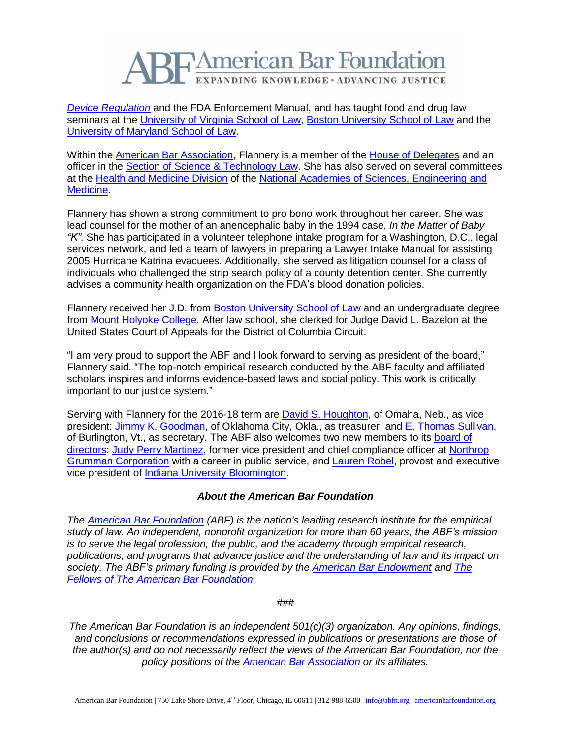*Device Regulation* and the FDA Enforcement Manual, and has taught food and drug law seminars at the University of Virginia School of Law, Boston University School of Law and the University of Maryland School of Law.

Within the American Bar Association, Flannery is a member of the House of Delegates and an officer in the Section of Science & Technology Law. She has also served on several committees at the Health and Medicine Division of the National Academies of Sciences, Engineering and Medicine.

Flannery has shown a strong commitment to pro bono work throughout her career. She was lead counsel for the mother of an anencephalic baby in the 1994 case, *In the Matter of Baby "K"*. She has participated in a volunteer telephone intake program for a Washington, D.C., legal services network, and led a team of lawyers in preparing a Lawyer Intake Manual for assisting 2005 Hurricane Katrina evacuees. Additionally, she served as litigation counsel for a class of individuals who challenged the strip search policy of a county detention center. She currently advises a community health organization on the FDA's blood donation policies.

Flannery received her J.D. from Boston University School of Law and an undergraduate degree from Mount Holyoke College. After law school, she clerked for Judge David L. Bazelon at the United States Court of Appeals for the District of Columbia Circuit.

"I am very proud to support the ABF and I look forward to serving as president of the board," Flannery said. "The top-notch empirical research conducted by the ABF faculty and affiliated scholars inspires and informs evidence-based laws and social policy. This work is critically important to our justice system."

Serving with Flannery for the 2016-18 term are David S. Houghton, of Omaha, Neb., as vice president; Jimmy K. Goodman, of Oklahoma City, Okla., as treasurer; and E. Thomas Sullivan, of Burlington, Vt., as secretary. The ABF also welcomes two new members to its board of directors: Judy Perry Martinez, former vice president and chief compliance officer at Northrop Grumman Corporation with a career in public service, and Lauren Robel, provost and executive vice president of Indiana University Bloomington.

### *About the American Bar Foundation*

*The American Bar Foundation (ABF) is the nation's leading research institute for the empirical study of law. An independent, nonprofit organization for more than 60 years, the ABF's mission is to serve the legal profession, the public, and the academy through empirical research, publications, and programs that advance justice and the understanding of law and its impact on society. The ABF's primary funding is provided by the American Bar Endowment and The Fellows of The American Bar Foundation.*

###

*The American Bar Foundation is an independent 501(c)(3) organization. Any opinions, findings, and conclusions or recommendations expressed in publications or presentations are those of the author(s) and do not necessarily reflect the views of the American Bar Foundation, nor the policy positions of the American Bar Association or its affiliates.*